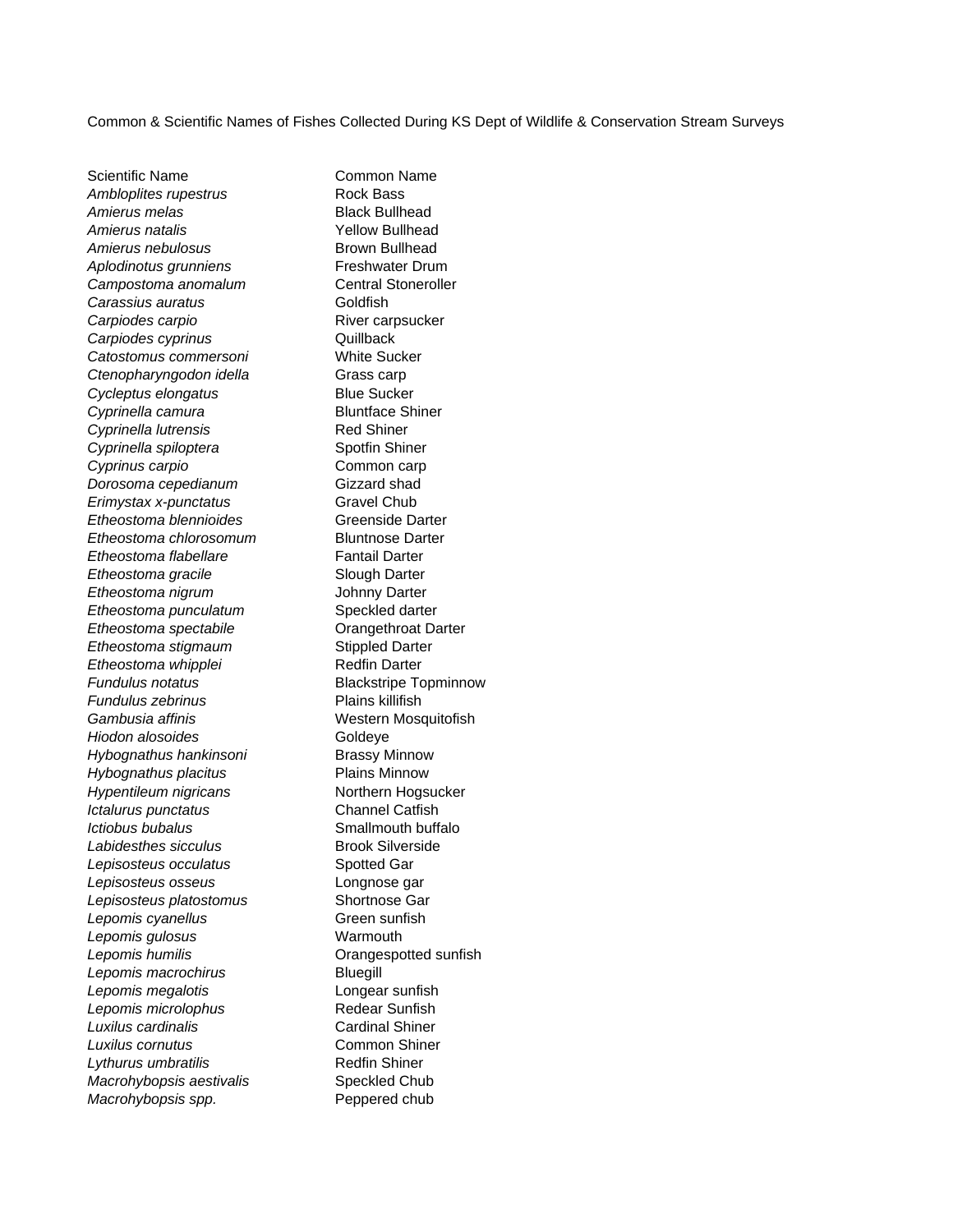Common & Scientific Names of Fishes Collected During KS Dept of Wildlife & Conservation Stream Surveys

| Scientific Name | Common Name |
|---|---|
| *Ambloplites rupestrus* | Rock Bass |
| *Amierus melas* | Black Bullhead |
| *Amierus natalis* | Yellow Bullhead |
| *Amierus nebulosus* | Brown Bullhead |
| *Aplodinotus grunniens* | Freshwater Drum |
| *Campostoma anomalum* | Central Stoneroller |
| *Carassius auratus* | Goldfish |
| *Carpiodes carpio* | River carpsucker |
| *Carpiodes cyprinus* | Quillback |
| *Catostomus commersoni* | White Sucker |
| *Ctenopharyngodon idella* | Grass carp |
| *Cycleptus elongatus* | Blue Sucker |
| *Cyprinella camura* | Bluntface Shiner |
| *Cyprinella lutrensis* | Red Shiner |
| *Cyprinella spiloptera* | Spotfin Shiner |
| *Cyprinus carpio* | Common carp |
| *Dorosoma cepedianum* | Gizzard shad |
| *Erimystax x-punctatus* | Gravel Chub |
| *Etheostoma blennioides* | Greenside Darter |
| *Etheostoma chlorosomum* | Bluntnose Darter |
| *Etheostoma flabellare* | Fantail Darter |
| *Etheostoma gracile* | Slough Darter |
| *Etheostoma nigrum* | Johnny Darter |
| *Etheostoma punculatum* | Speckled darter |
| *Etheostoma spectabile* | Orangethroat Darter |
| *Etheostoma stigmaum* | Stippled Darter |
| *Etheostoma whipplei* | Redfin Darter |
| *Fundulus notatus* | Blackstripe Topminnow |
| *Fundulus zebrinus* | Plains killifish |
| *Gambusia affinis* | Western Mosquitofish |
| *Hiodon alosoides* | Goldeye |
| *Hybognathus hankinsoni* | Brassy Minnow |
| *Hybognathus placitus* | Plains Minnow |
| *Hypentileum nigricans* | Northern Hogsucker |
| *Ictalurus punctatus* | Channel Catfish |
| *Ictiobus bubalus* | Smallmouth buffalo |
| *Labidesthes sicculus* | Brook Silverside |
| *Lepisosteus occulatus* | Spotted Gar |
| *Lepisosteus osseus* | Longnose gar |
| *Lepisosteus platostomus* | Shortnose Gar |
| *Lepomis cyanellus* | Green sunfish |
| *Lepomis gulosus* | Warmouth |
| *Lepomis humilis* | Orangespotted sunfish |
| *Lepomis macrochirus* | Bluegill |
| *Lepomis megalotis* | Longear sunfish |
| *Lepomis microlophus* | Redear Sunfish |
| *Luxilus cardinalis* | Cardinal Shiner |
| *Luxilus cornutus* | Common Shiner |
| *Lythurus umbratilis* | Redfin Shiner |
| *Macrohybopsis aestivalis* | Speckled Chub |
| *Macrohybopsis spp.* | Peppered chub |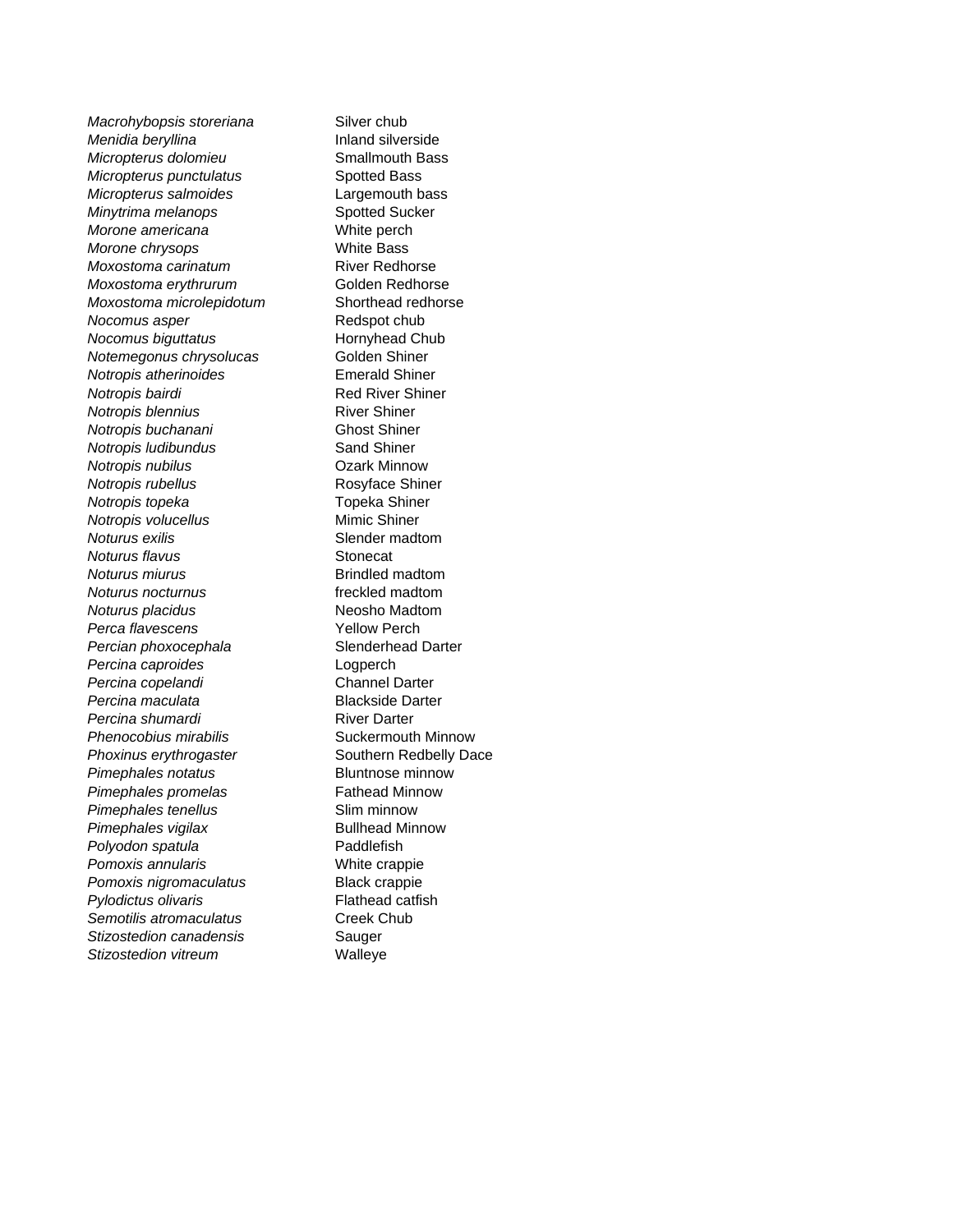| | |
|---|---|
| *Macrohybopsis storeriana* | Silver chub |
| *Menidia beryllina* | Inland silverside |
| *Micropterus dolomieu* | Smallmouth Bass |
| *Micropterus punctulatus* | Spotted Bass |
| *Micropterus salmoides* | Largemouth bass |
| *Minytrima melanops* | Spotted Sucker |
| *Morone americana* | White perch |
| *Morone chrysops* | White Bass |
| *Moxostoma carinatum* | River Redhorse |
| *Moxostoma erythrurum* | Golden Redhorse |
| *Moxostoma microlepidotum* | Shorthead redhorse |
| *Nocomus asper* | Redspot chub |
| *Nocomus biguttatus* | Hornyhead Chub |
| *Notemegonus chrysolucas* | Golden Shiner |
| *Notropis atherinoides* | Emerald Shiner |
| *Notropis bairdi* | Red River Shiner |
| *Notropis blennius* | River Shiner |
| *Notropis buchanani* | Ghost Shiner |
| *Notropis ludibundus* | Sand Shiner |
| *Notropis nubilus* | Ozark Minnow |
| *Notropis rubellus* | Rosyface Shiner |
| *Notropis topeka* | Topeka Shiner |
| *Notropis volucellus* | Mimic Shiner |
| *Noturus exilis* | Slender madtom |
| *Noturus flavus* | Stonecat |
| *Noturus miurus* | Brindled madtom |
| *Noturus nocturnus* | freckled madtom |
| *Noturus placidus* | Neosho Madtom |
| *Perca flavescens* | Yellow Perch |
| *Percian phoxocephala* | Slenderhead Darter |
| *Percina caproides* | Logperch |
| *Percina copelandi* | Channel Darter |
| *Percina maculata* | Blackside Darter |
| *Percina shumardi* | River Darter |
| *Phenocobius mirabilis* | Suckermouth Minnow |
| *Phoxinus erythrogaster* | Southern Redbelly Dace |
| *Pimephales notatus* | Bluntnose minnow |
| *Pimephales promelas* | Fathead Minnow |
| *Pimephales tenellus* | Slim minnow |
| *Pimephales vigilax* | Bullhead Minnow |
| *Polyodon spatula* | Paddlefish |
| *Pomoxis annularis* | White crappie |
| *Pomoxis nigromaculatus* | Black crappie |
| *Pylodictus olivaris* | Flathead catfish |
| *Semotilis atromaculatus* | Creek Chub |
| *Stizostedion canadensis* | Sauger |
| *Stizostedion vitreum* | Walleye |